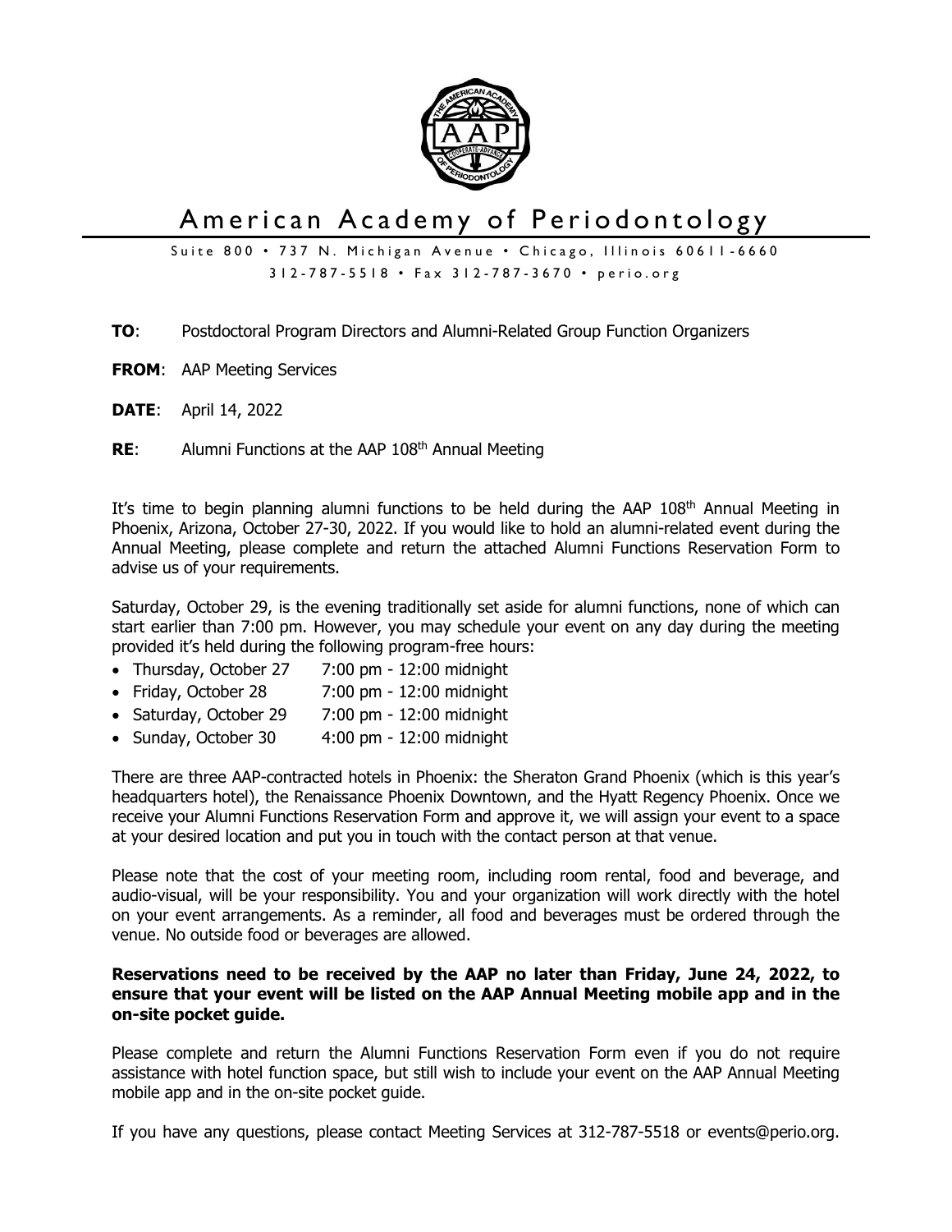# American Academy of Periodontology

Suite 800 • 737 N. Michigan Avenue • Chicago, Illinois 60611-6660
312-787-5518 • Fax 312-787-3670 • perio.org

**TO**: Postdoctoral Program Directors and Alumni-Related Group Function Organizers

**FROM**: AAP Meeting Services

**DATE**: April 14, 2022

**RE**: Alumni Functions at the AAP 108th Annual Meeting

It's time to begin planning alumni functions to be held during the AAP 108th Annual Meeting in Phoenix, Arizona, October 27-30, 2022. If you would like to hold an alumni-related event during the Annual Meeting, please complete and return the attached Alumni Functions Reservation Form to advise us of your requirements.

Saturday, October 29, is the evening traditionally set aside for alumni functions, none of which can start earlier than 7:00 pm. However, you may schedule your event on any day during the meeting provided it's held during the following program-free hours:

- Thursday, October 27 7:00 pm - 12:00 midnight
- Friday, October 28 7:00 pm - 12:00 midnight
- Saturday, October 29 7:00 pm - 12:00 midnight
- Sunday, October 30 4:00 pm - 12:00 midnight

There are three AAP-contracted hotels in Phoenix: the Sheraton Grand Phoenix (which is this year's headquarters hotel), the Renaissance Phoenix Downtown, and the Hyatt Regency Phoenix. Once we receive your Alumni Functions Reservation Form and approve it, we will assign your event to a space at your desired location and put you in touch with the contact person at that venue.

Please note that the cost of your meeting room, including room rental, food and beverage, and audio-visual, will be your responsibility. You and your organization will work directly with the hotel on your event arrangements. As a reminder, all food and beverages must be ordered through the venue. No outside food or beverages are allowed.

**Reservations need to be received by the AAP no later than Friday, June 24, 2022, to ensure that your event will be listed on the AAP Annual Meeting mobile app and in the on-site pocket guide.**

Please complete and return the Alumni Functions Reservation Form even if you do not require assistance with hotel function space, but still wish to include your event on the AAP Annual Meeting mobile app and in the on-site pocket guide.

If you have any questions, please contact Meeting Services at 312-787-5518 or events@perio.org.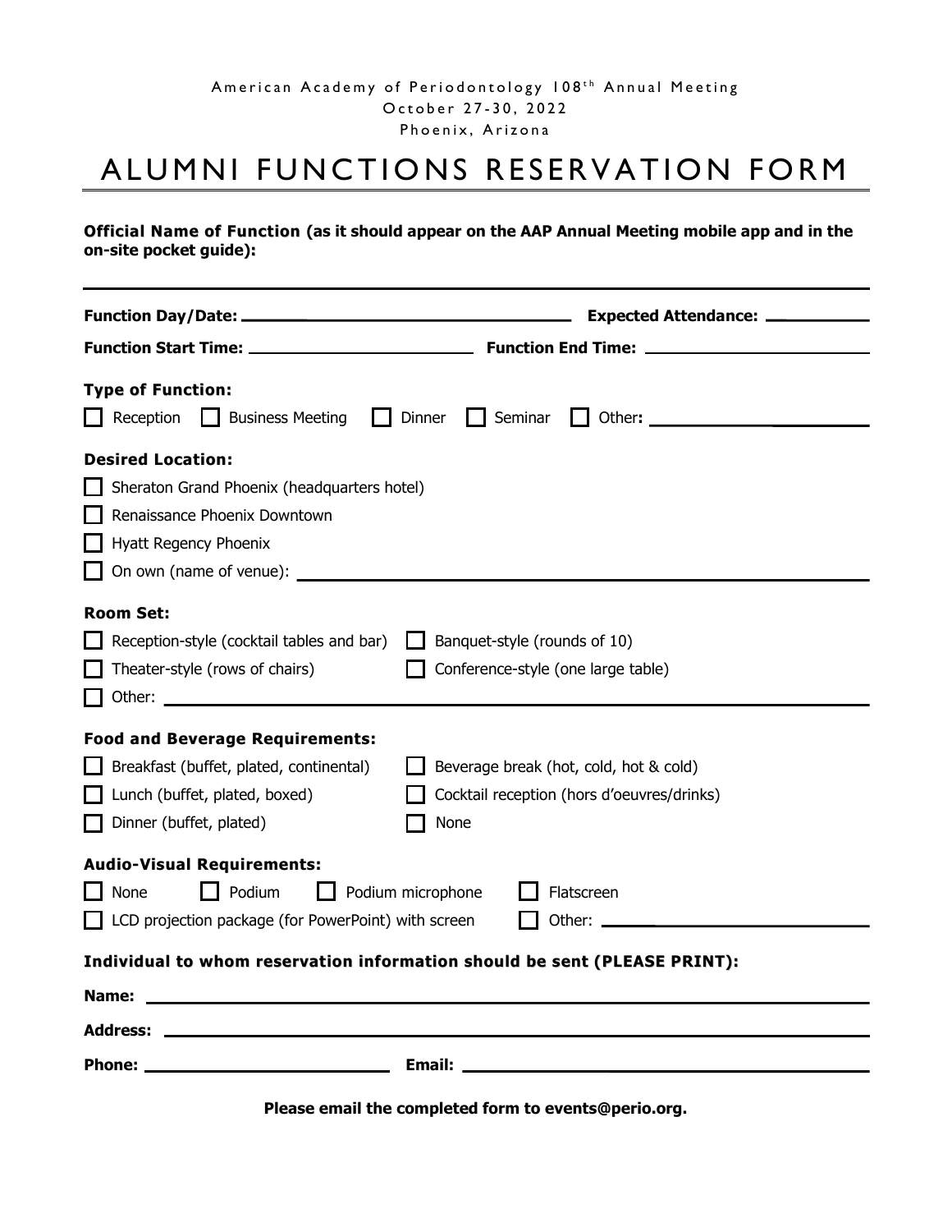American Academy of Periodontology 108th Annual Meeting
October 27-30, 2022
Phoenix, Arizona

# ALUMNI FUNCTIONS RESERVATION FORM

**Official Name of Function (as it should appear on the AAP Annual Meeting mobile app and in the on-site pocket guide):**

______________________________________________

**Function Day/Date:** ______________________ **Expected Attendance:** __________

**Function Start Time:** ______________________ **Function End Time:** ______________________

**Type of Function:**

☐ Reception ☐ Business Meeting ☐ Dinner ☐ Seminar ☐ Other**:** ______________________

**Desired Location:**

☐ Sheraton Grand Phoenix (headquarters hotel)
☐ Renaissance Phoenix Downtown
☐ Hyatt Regency Phoenix
☐ On own (name of venue): ______________________

**Room Set:**

☐ Reception-style (cocktail tables and bar) ☐ Banquet-style (rounds of 10)
☐ Theater-style (rows of chairs) ☐ Conference-style (one large table)
☐ Other: ______________________

**Food and Beverage Requirements:**

☐ Breakfast (buffet, plated, continental) ☐ Beverage break (hot, cold, hot & cold)
☐ Lunch (buffet, plated, boxed) ☐ Cocktail reception (hors d'oeuvres/drinks)
☐ Dinner (buffet, plated) ☐ None

**Audio-Visual Requirements:**

☐ None ☐ Podium ☐ Podium microphone ☐ Flatscreen
☐ LCD projection package (for PowerPoint) with screen ☐ Other: ______________________

**Individual to whom reservation information should be sent (PLEASE PRINT):**

**Name:** ______________________

**Address:** ______________________

**Phone:** ______________________ **Email:** ______________________

**Please email the completed form to events@perio.org.**